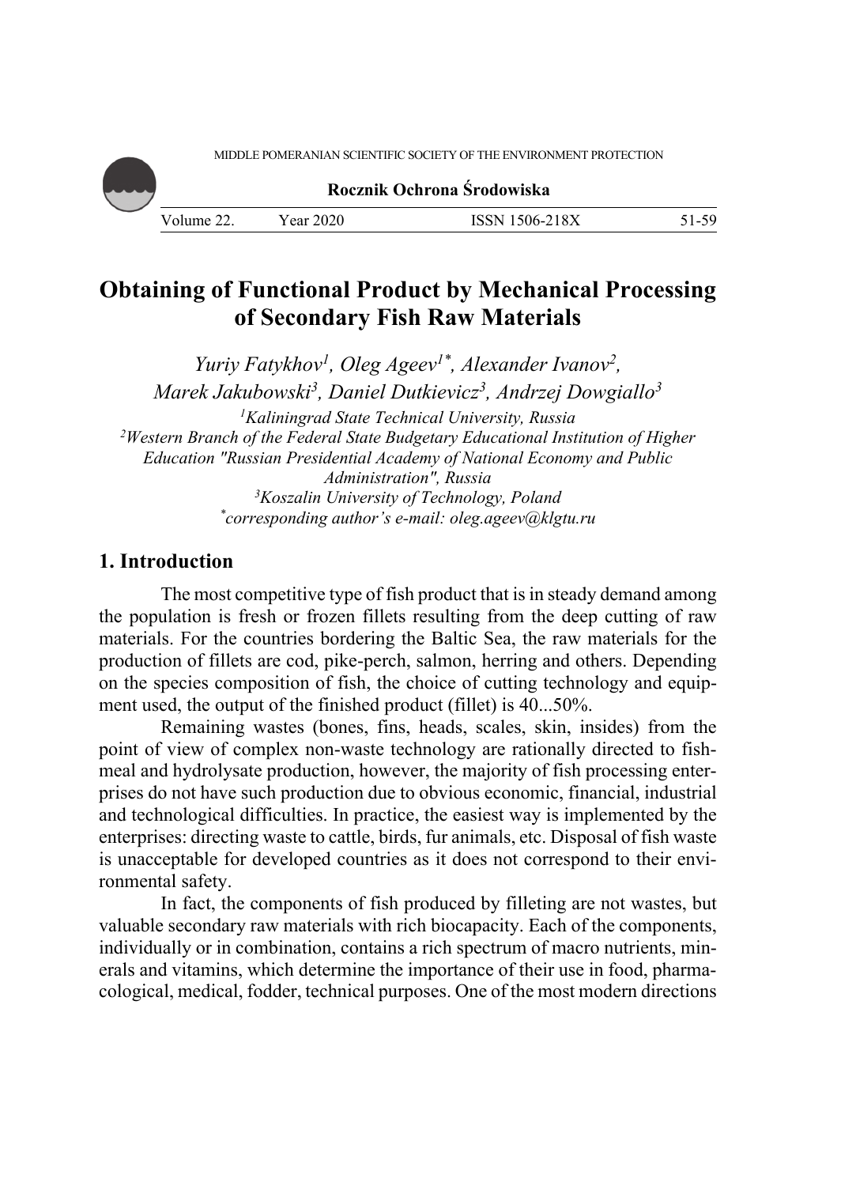# Obtaining of Functional Product by Mechanical Processing of Secondary Fish Raw Materials

*Yuriy Fatykhov*[1]*, Oleg Ageev*[1*]*, Alexander Ivanov*[2]*,*
*Marek Jakubowski*[3]*, Daniel Dutkievicz*[3]*, Andrzej Dowgiallo*[3]

[1]*Kaliningrad State Technical University, Russia*
[2]*Western Branch of the Federal State Budgetary Educational Institution of Higher Education "Russian Presidential Academy of National Economy and Public Administration", Russia*
[3]*Koszalin University of Technology, Poland*
[*]*corresponding author's e-mail: oleg.ageev@klgtu.ru*

## 1. Introduction

The most competitive type of fish product that is in steady demand among the population is fresh or frozen fillets resulting from the deep cutting of raw materials. For the countries bordering the Baltic Sea, the raw materials for the production of fillets are cod, pike-perch, salmon, herring and others. Depending on the species composition of fish, the choice of cutting technology and equipment used, the output of the finished product (fillet) is 40...50%.

Remaining wastes (bones, fins, heads, scales, skin, insides) from the point of view of complex non-waste technology are rationally directed to fishmeal and hydrolysate production, however, the majority of fish processing enterprises do not have such production due to obvious economic, financial, industrial and technological difficulties. In practice, the easiest way is implemented by the enterprises: directing waste to cattle, birds, fur animals, etc. Disposal of fish waste is unacceptable for developed countries as it does not correspond to their environmental safety.

In fact, the components of fish produced by filleting are not wastes, but valuable secondary raw materials with rich biocapacity. Each of the components, individually or in combination, contains a rich spectrum of macro nutrients, minerals and vitamins, which determine the importance of their use in food, pharmacological, medical, fodder, technical purposes. One of the most modern directions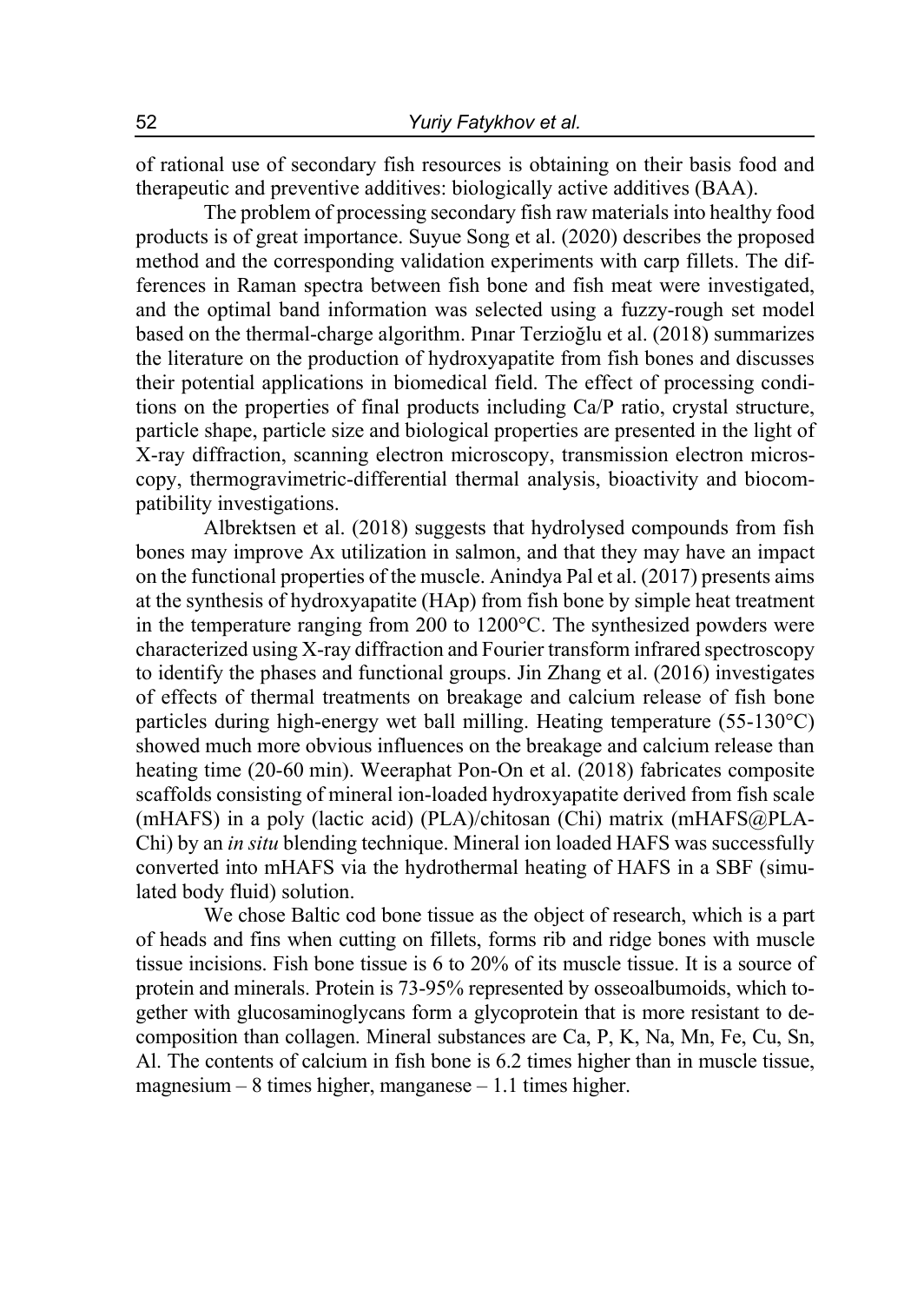of rational use of secondary fish resources is obtaining on their basis food and therapeutic and preventive additives: biologically active additives (BAA).

The problem of processing secondary fish raw materials into healthy food products is of great importance. Suyue Song et al. (2020) describes the proposed method and the corresponding validation experiments with carp fillets. The differences in Raman spectra between fish bone and fish meat were investigated, and the optimal band information was selected using a fuzzy-rough set model based on the thermal-charge algorithm. Pınar Terzioğlu et al. (2018) summarizes the literature on the production of hydroxyapatite from fish bones and discusses their potential applications in biomedical field. The effect of processing conditions on the properties of final products including Ca/P ratio, crystal structure, particle shape, particle size and biological properties are presented in the light of X-ray diffraction, scanning electron microscopy, transmission electron microscopy, thermogravimetric-differential thermal analysis, bioactivity and biocompatibility investigations.

Albrektsen et al. (2018) suggests that hydrolysed compounds from fish bones may improve Ax utilization in salmon, and that they may have an impact on the functional properties of the muscle. Anindya Pal et al. (2017) presents aims at the synthesis of hydroxyapatite (HAp) from fish bone by simple heat treatment in the temperature ranging from 200 to 1200°C. The synthesized powders were characterized using X-ray diffraction and Fourier transform infrared spectroscopy to identify the phases and functional groups. Jin Zhang et al. (2016) investigates of effects of thermal treatments on breakage and calcium release of fish bone particles during high-energy wet ball milling. Heating temperature (55-130°C) showed much more obvious influences on the breakage and calcium release than heating time (20-60 min). Weeraphat Pon-On et al. (2018) fabricates composite scaffolds consisting of mineral ion-loaded hydroxyapatite derived from fish scale (mHAFS) in a poly (lactic acid) (PLA)/chitosan (Chi) matrix (mHAFS@PLA-Chi) by an *in situ* blending technique. Mineral ion loaded HAFS was successfully converted into mHAFS via the hydrothermal heating of HAFS in a SBF (simulated body fluid) solution.

We chose Baltic cod bone tissue as the object of research, which is a part of heads and fins when cutting on fillets, forms rib and ridge bones with muscle tissue incisions. Fish bone tissue is 6 to 20% of its muscle tissue. It is a source of protein and minerals. Protein is 73-95% represented by osseoalbumoids, which together with glucosaminoglycans form a glycoprotein that is more resistant to decomposition than collagen. Mineral substances are Ca, P, K, Na, Mn, Fe, Cu, Sn, Al. The contents of calcium in fish bone is 6.2 times higher than in muscle tissue, magnesium – 8 times higher, manganese – 1.1 times higher.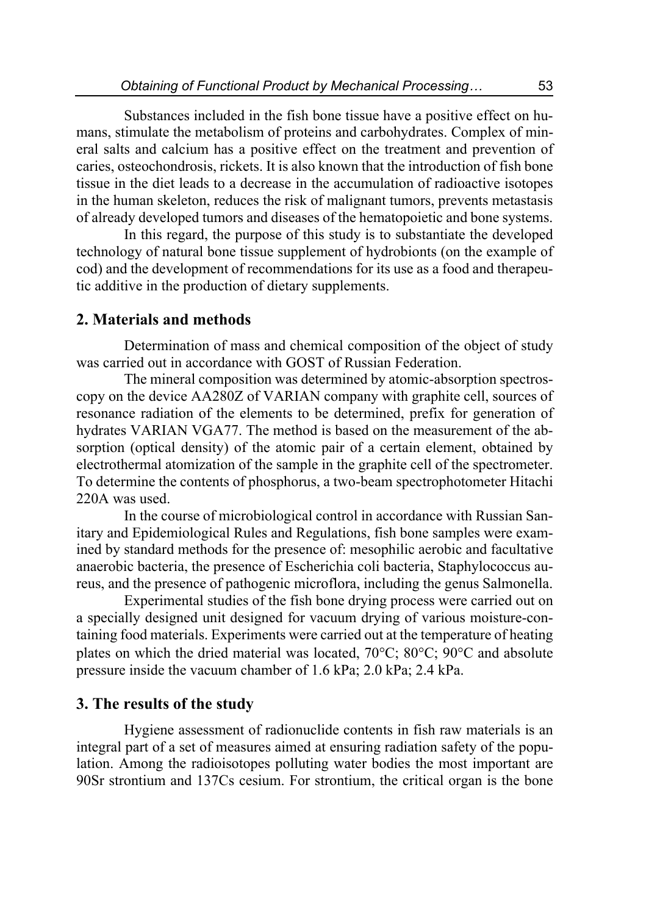Substances included in the fish bone tissue have a positive effect on humans, stimulate the metabolism of proteins and carbohydrates. Complex of mineral salts and calcium has a positive effect on the treatment and prevention of caries, osteochondrosis, rickets. It is also known that the introduction of fish bone tissue in the diet leads to a decrease in the accumulation of radioactive isotopes in the human skeleton, reduces the risk of malignant tumors, prevents metastasis of already developed tumors and diseases of the hematopoietic and bone systems.

In this regard, the purpose of this study is to substantiate the developed technology of natural bone tissue supplement of hydrobionts (on the example of cod) and the development of recommendations for its use as a food and therapeutic additive in the production of dietary supplements.

## 2. Materials and methods

Determination of mass and chemical composition of the object of study was carried out in accordance with GOST of Russian Federation.

The mineral composition was determined by atomic-absorption spectroscopy on the device AA280Z of VARIAN company with graphite cell, sources of resonance radiation of the elements to be determined, prefix for generation of hydrates VARIAN VGA77. The method is based on the measurement of the absorption (optical density) of the atomic pair of a certain element, obtained by electrothermal atomization of the sample in the graphite cell of the spectrometer. To determine the contents of phosphorus, a two-beam spectrophotometer Hitachi 220A was used.

In the course of microbiological control in accordance with Russian Sanitary and Epidemiological Rules and Regulations, fish bone samples were examined by standard methods for the presence of: mesophilic aerobic and facultative anaerobic bacteria, the presence of Escherichia coli bacteria, Staphylococcus aureus, and the presence of pathogenic microflora, including the genus Salmonella.

Experimental studies of the fish bone drying process were carried out on a specially designed unit designed for vacuum drying of various moisture-containing food materials. Experiments were carried out at the temperature of heating plates on which the dried material was located, 70°C; 80°C; 90°C and absolute pressure inside the vacuum chamber of 1.6 kPa; 2.0 kPa; 2.4 kPa.

## 3. The results of the study

Hygiene assessment of radionuclide contents in fish raw materials is an integral part of a set of measures aimed at ensuring radiation safety of the population. Among the radioisotopes polluting water bodies the most important are 90Sr strontium and 137Cs cesium. For strontium, the critical organ is the bone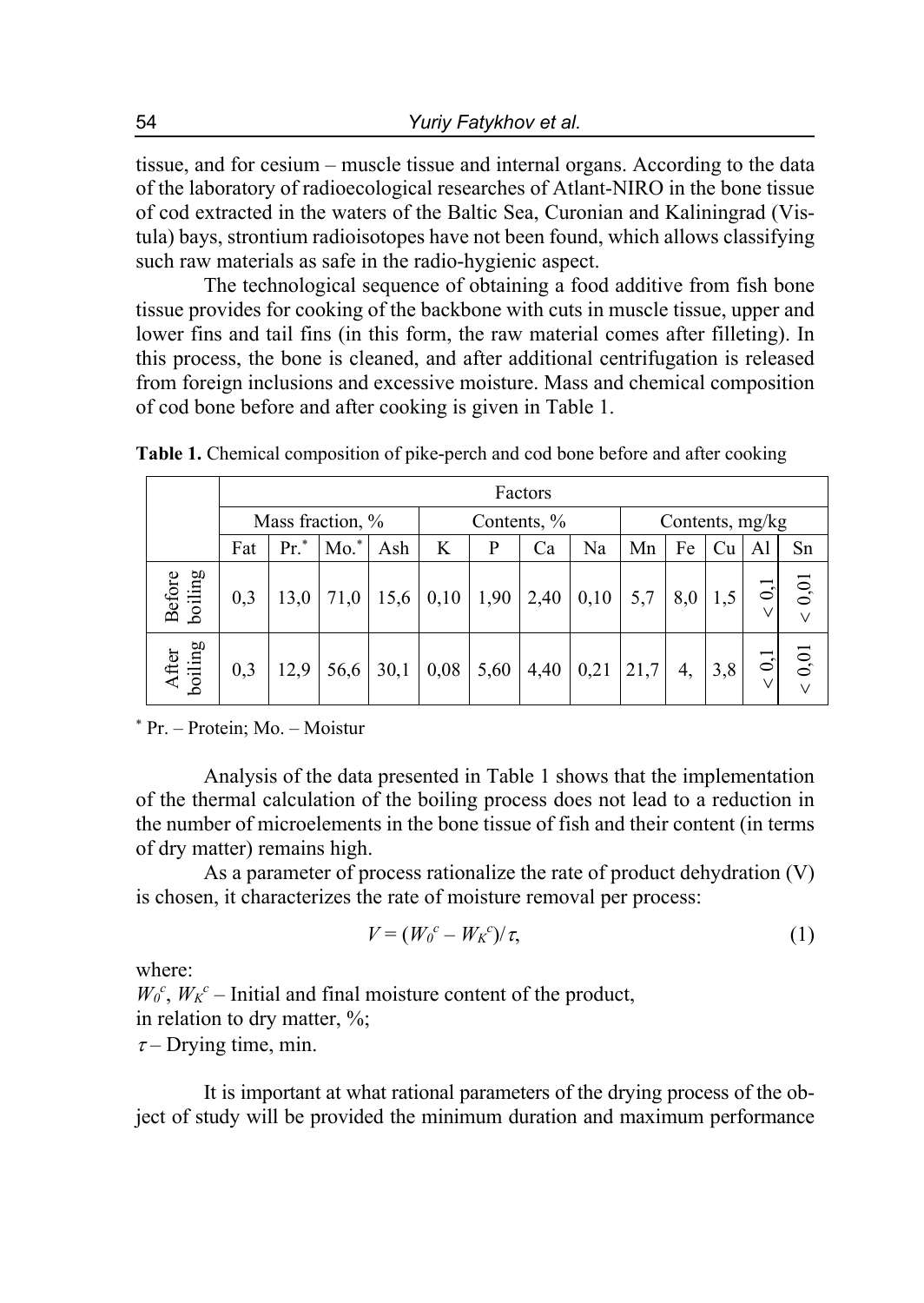tissue, and for cesium – muscle tissue and internal organs. According to the data of the laboratory of radioecological researches of Atlant-NIRO in the bone tissue of cod extracted in the waters of the Baltic Sea, Curonian and Kaliningrad (Vistula) bays, strontium radioisotopes have not been found, which allows classifying such raw materials as safe in the radio-hygienic aspect.

The technological sequence of obtaining a food additive from fish bone tissue provides for cooking of the backbone with cuts in muscle tissue, upper and lower fins and tail fins (in this form, the raw material comes after filleting). In this process, the bone is cleaned, and after additional centrifugation is released from foreign inclusions and excessive moisture. Mass and chemical composition of cod bone before and after cooking is given in Table 1.

**Table 1.** Chemical composition of pike-perch and cod bone before and after cooking

| | Factors | | | | | | | | | | | | |
|---|---|---|---|---|---|---|---|---|---|---|---|---|---|
| | Mass fraction, % | | | | Contents, % | | | | Contents, mg/kg | | | | |
| | Fat | Pr.* | Mo.* | Ash | K | P | Ca | Na | Mn | Fe | Cu | Al | Sn |
| Before boiling | 0,3 | 13,0 | 71,0 | 15,6 | 0,10 | 1,90 | 2,40 | 0,10 | 5,7 | 8,0 | 1,5 | < 0,1 | < 0,01 |
| After boiling | 0,3 | 12,9 | 56,6 | 30,1 | 0,08 | 5,60 | 4,40 | 0,21 | 21,7 | 4, | 3,8 | < 0,1 | < 0,01 |

\* Pr. – Protein; Mo. – Moistur

Analysis of the data presented in Table 1 shows that the implementation of the thermal calculation of the boiling process does not lead to a reduction in the number of microelements in the bone tissue of fish and their content (in terms of dry matter) remains high.

As a parameter of process rationalize the rate of product dehydration (V) is chosen, it characterizes the rate of moisture removal per process:

$$V = (W_0^c - W_K^c)/\tau, \tag{1}$$

where:
$W_0^c$, $W_K^c$ – Initial and final moisture content of the product, in relation to dry matter, %;
$\tau$ – Drying time, min.

It is important at what rational parameters of the drying process of the object of study will be provided the minimum duration and maximum performance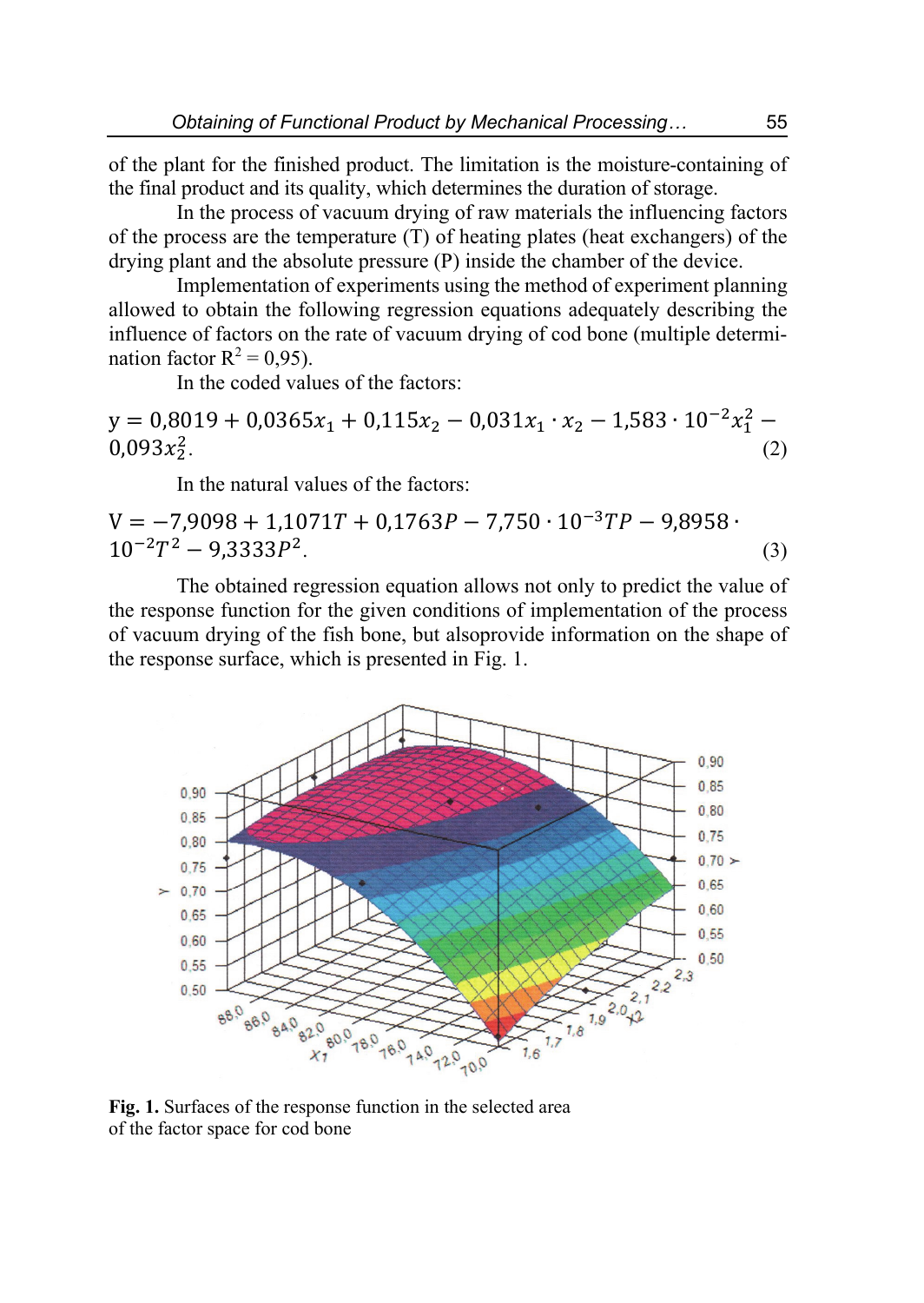of the plant for the finished product. The limitation is the moisture-containing of the final product and its quality, which determines the duration of storage.

In the process of vacuum drying of raw materials the influencing factors of the process are the temperature (T) of heating plates (heat exchangers) of the drying plant and the absolute pressure (P) inside the chamber of the device.

Implementation of experiments using the method of experiment planning allowed to obtain the following regression equations adequately describing the influence of factors on the rate of vacuum drying of cod bone (multiple determination factor $R^2 = 0{,}95$).

In the coded values of the factors:

$$y = 0{,}8019 + 0{,}0365x_1 + 0{,}115x_2 - 0{,}031x_1 \cdot x_2 - 1{,}583 \cdot 10^{-2}x_1^2 - 0{,}093x_2^2. \quad (2)$$

In the natural values of the factors:

$$V = -7{,}9098 + 1{,}1071T + 0{,}1763P - 7{,}750 \cdot 10^{-3}TP - 9{,}8958 \cdot 10^{-2}T^2 - 9{,}3333P^2. \quad (3)$$

The obtained regression equation allows not only to predict the value of the response function for the given conditions of implementation of the process of vacuum drying of the fish bone, but alsoprovide information on the shape of the response surface, which is presented in Fig. 1.

**Fig. 1.** Surfaces of the response function in the selected area of the factor space for cod bone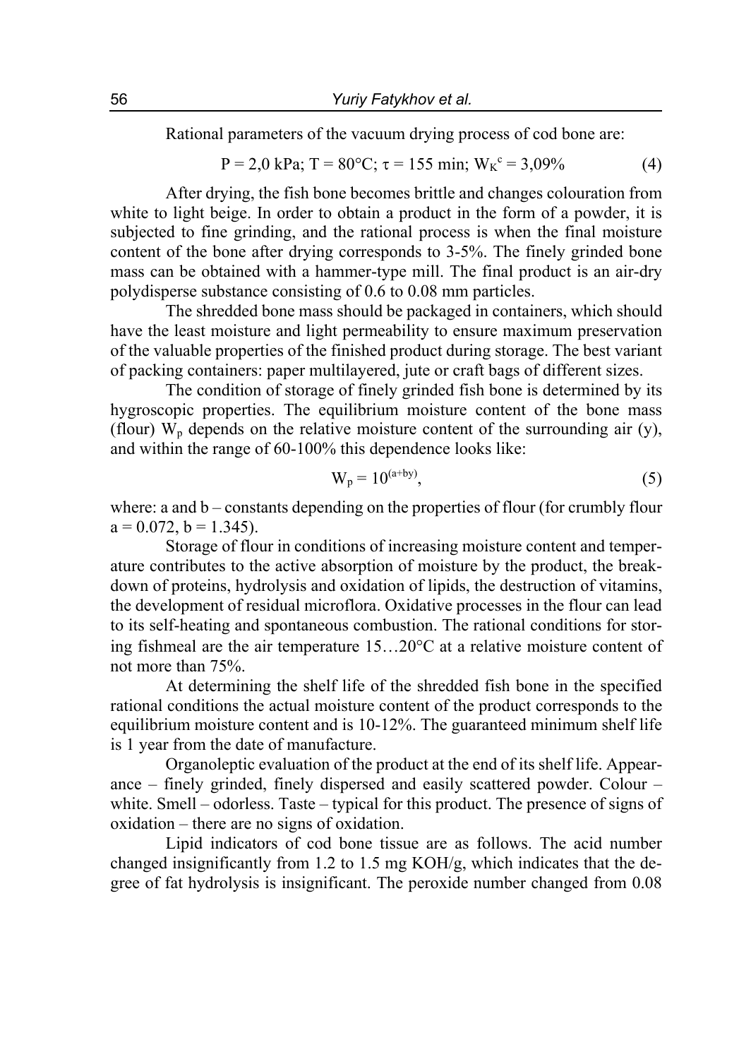Rational parameters of the vacuum drying process of cod bone are:

$$P = 2{,}0 \text{ kPa}; T = 80°C; \tau = 155 \text{ min}; W_K^c = 3{,}09\% \tag{4}$$

After drying, the fish bone becomes brittle and changes colouration from white to light beige. In order to obtain a product in the form of a powder, it is subjected to fine grinding, and the rational process is when the final moisture content of the bone after drying corresponds to 3-5%. The finely grinded bone mass can be obtained with a hammer-type mill. The final product is an air-dry polydisperse substance consisting of 0.6 to 0.08 mm particles.

The shredded bone mass should be packaged in containers, which should have the least moisture and light permeability to ensure maximum preservation of the valuable properties of the finished product during storage. The best variant of packing containers: paper multilayered, jute or craft bags of different sizes.

The condition of storage of finely grinded fish bone is determined by its hygroscopic properties. The equilibrium moisture content of the bone mass (flour) $W_p$ depends on the relative moisture content of the surrounding air (y), and within the range of 60-100% this dependence looks like:

$$W_p = 10^{(a+by)}, \tag{5}$$

where: a and b – constants depending on the properties of flour (for crumbly flour a = 0.072, b = 1.345).

Storage of flour in conditions of increasing moisture content and temperature contributes to the active absorption of moisture by the product, the breakdown of proteins, hydrolysis and oxidation of lipids, the destruction of vitamins, the development of residual microflora. Oxidative processes in the flour can lead to its self-heating and spontaneous combustion. The rational conditions for storing fishmeal are the air temperature 15…20°C at a relative moisture content of not more than 75%.

At determining the shelf life of the shredded fish bone in the specified rational conditions the actual moisture content of the product corresponds to the equilibrium moisture content and is 10-12%. The guaranteed minimum shelf life is 1 year from the date of manufacture.

Organoleptic evaluation of the product at the end of its shelf life. Appearance – finely grinded, finely dispersed and easily scattered powder. Colour – white. Smell – odorless. Taste – typical for this product. The presence of signs of oxidation – there are no signs of oxidation.

Lipid indicators of cod bone tissue are as follows. The acid number changed insignificantly from 1.2 to 1.5 mg KOH/g, which indicates that the degree of fat hydrolysis is insignificant. The peroxide number changed from 0.08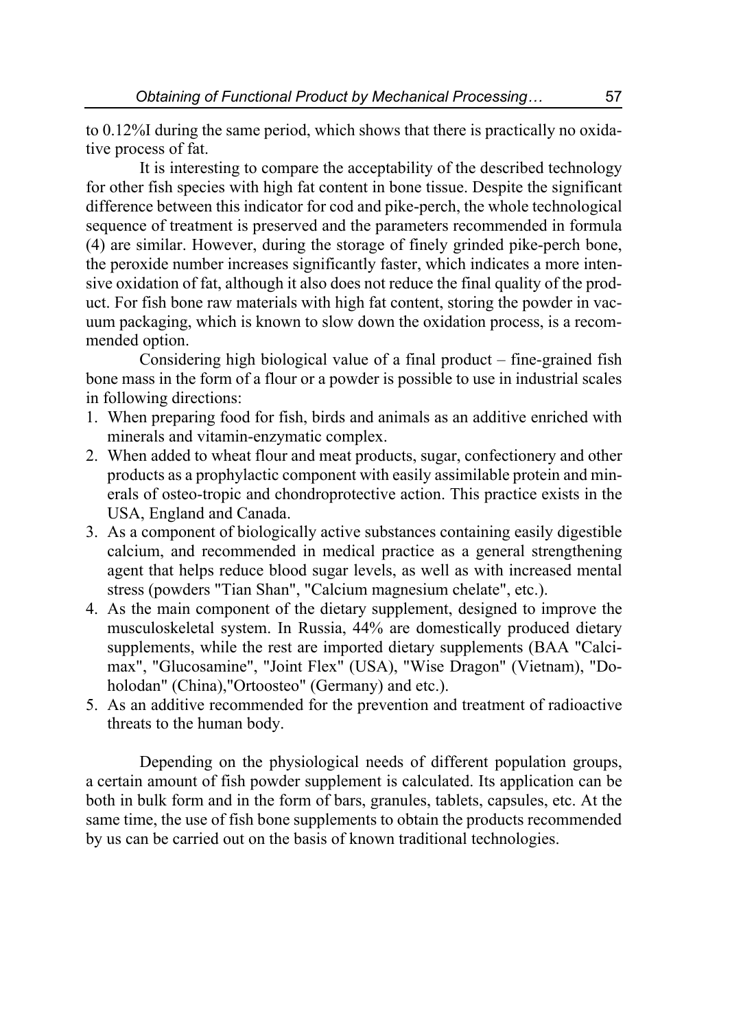to 0.12%I during the same period, which shows that there is practically no oxidative process of fat.

It is interesting to compare the acceptability of the described technology for other fish species with high fat content in bone tissue. Despite the significant difference between this indicator for cod and pike-perch, the whole technological sequence of treatment is preserved and the parameters recommended in formula (4) are similar. However, during the storage of finely grinded pike-perch bone, the peroxide number increases significantly faster, which indicates a more intensive oxidation of fat, although it also does not reduce the final quality of the product. For fish bone raw materials with high fat content, storing the powder in vacuum packaging, which is known to slow down the oxidation process, is a recommended option.

Considering high biological value of a final product – fine-grained fish bone mass in the form of a flour or a powder is possible to use in industrial scales in following directions:

1. When preparing food for fish, birds and animals as an additive enriched with minerals and vitamin-enzymatic complex.
2. When added to wheat flour and meat products, sugar, confectionery and other products as a prophylactic component with easily assimilable protein and minerals of osteo-tropic and chondroprotective action. This practice exists in the USA, England and Canada.
3. As a component of biologically active substances containing easily digestible calcium, and recommended in medical practice as a general strengthening agent that helps reduce blood sugar levels, as well as with increased mental stress (powders "Tian Shan", "Calcium magnesium chelate", etc.).
4. As the main component of the dietary supplement, designed to improve the musculoskeletal system. In Russia, 44% are domestically produced dietary supplements, while the rest are imported dietary supplements (BAA "Calcimax", "Glucosamine", "Joint Flex" (USA), "Wise Dragon" (Vietnam), "Doholodan" (China),"Ortoosteo" (Germany) and etc.).
5. As an additive recommended for the prevention and treatment of radioactive threats to the human body.

Depending on the physiological needs of different population groups, a certain amount of fish powder supplement is calculated. Its application can be both in bulk form and in the form of bars, granules, tablets, capsules, etc. At the same time, the use of fish bone supplements to obtain the products recommended by us can be carried out on the basis of known traditional technologies.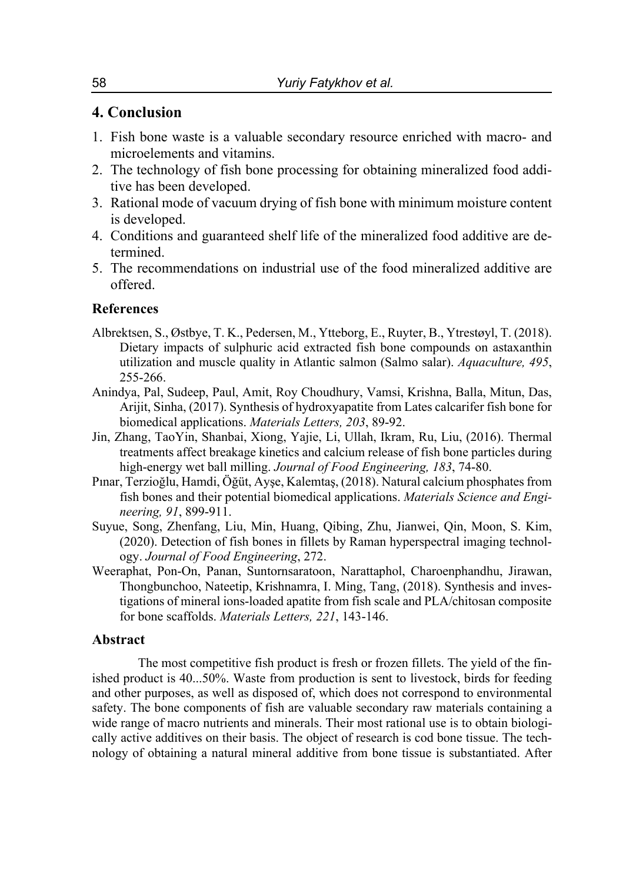## 4. Conclusion

1. Fish bone waste is a valuable secondary resource enriched with macro- and microelements and vitamins.
2. The technology of fish bone processing for obtaining mineralized food additive has been developed.
3. Rational mode of vacuum drying of fish bone with minimum moisture content is developed.
4. Conditions and guaranteed shelf life of the mineralized food additive are determined.
5. The recommendations on industrial use of the food mineralized additive are offered.

### References

Albrektsen, S., Østbye, T. K., Pedersen, M., Ytteborg, E., Ruyter, B., Ytrestøyl, T. (2018). Dietary impacts of sulphuric acid extracted fish bone compounds on astaxanthin utilization and muscle quality in Atlantic salmon (Salmo salar). *Aquaculture, 495*, 255-266.

Anindya, Pal, Sudeep, Paul, Amit, Roy Choudhury, Vamsi, Krishna, Balla, Mitun, Das, Arijit, Sinha, (2017). Synthesis of hydroxyapatite from Lates calcarifer fish bone for biomedical applications. *Materials Letters, 203*, 89-92.

Jin, Zhang, TaoYin, Shanbai, Xiong, Yajie, Li, Ullah, Ikram, Ru, Liu, (2016). Thermal treatments affect breakage kinetics and calcium release of fish bone particles during high-energy wet ball milling. *Journal of Food Engineering, 183*, 74-80.

Pınar, Terzioğlu, Hamdi, Öğüt, Ayşe, Kalemtaş, (2018). Natural calcium phosphates from fish bones and their potential biomedical applications. *Materials Science and Engineering, 91*, 899-911.

Suyue, Song, Zhenfang, Liu, Min, Huang, Qibing, Zhu, Jianwei, Qin, Moon, S. Kim, (2020). Detection of fish bones in fillets by Raman hyperspectral imaging technology. *Journal of Food Engineering*, 272.

Weeraphat, Pon-On, Panan, Suntornsaratoon, Narattaphol, Charoenphandhu, Jirawan, Thongbunchoo, Nateetip, Krishnamra, I. Ming, Tang, (2018). Synthesis and investigations of mineral ions-loaded apatite from fish scale and PLA/chitosan composite for bone scaffolds. *Materials Letters, 221*, 143-146.

### Abstract

The most competitive fish product is fresh or frozen fillets. The yield of the finished product is 40...50%. Waste from production is sent to livestock, birds for feeding and other purposes, as well as disposed of, which does not correspond to environmental safety. The bone components of fish are valuable secondary raw materials containing a wide range of macro nutrients and minerals. Their most rational use is to obtain biologically active additives on their basis. The object of research is cod bone tissue. The technology of obtaining a natural mineral additive from bone tissue is substantiated. After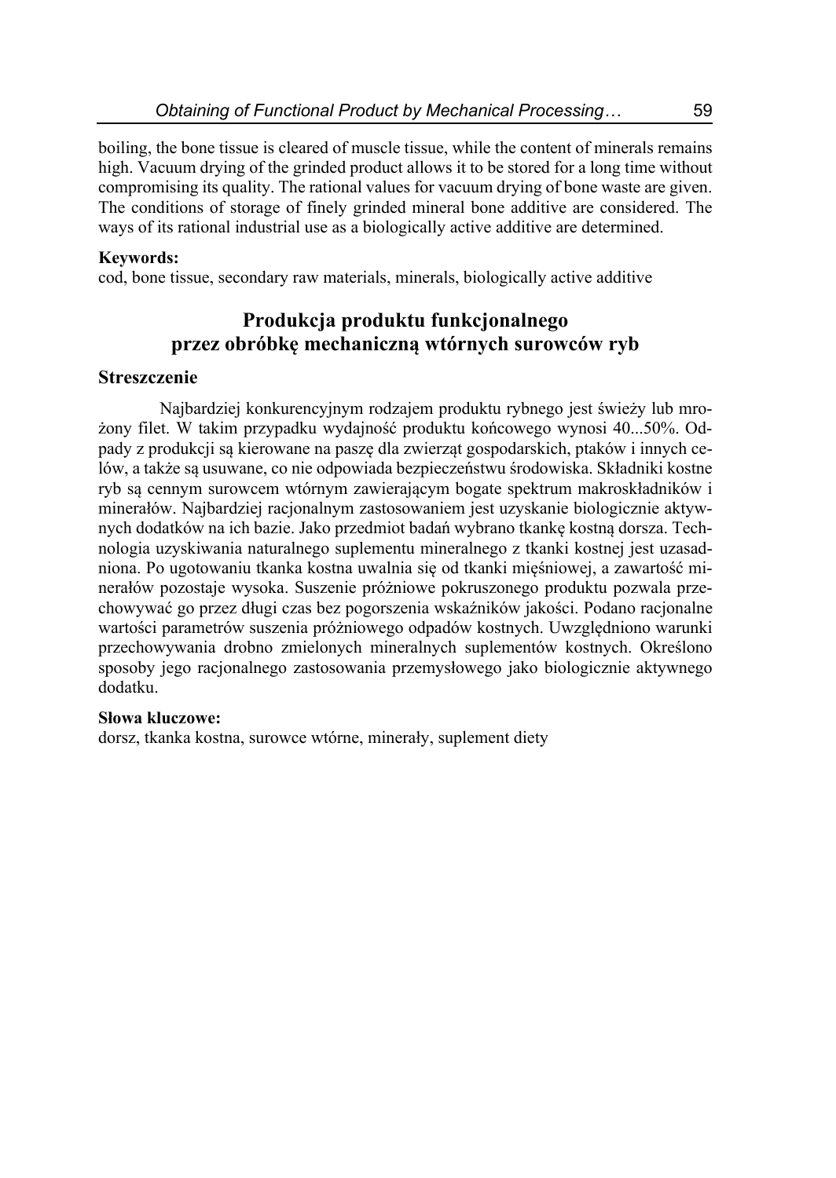boiling, the bone tissue is cleared of muscle tissue, while the content of minerals remains high. Vacuum drying of the grinded product allows it to be stored for a long time without compromising its quality. The rational values for vacuum drying of bone waste are given. The conditions of storage of finely grinded mineral bone additive are considered. The ways of its rational industrial use as a biologically active additive are determined.

**Keywords:**
cod, bone tissue, secondary raw materials, minerals, biologically active additive

## Produkcja produktu funkcjonalnego przez obróbkę mechaniczną wtórnych surowców ryb

### Streszczenie

Najbardziej konkurencyjnym rodzajem produktu rybnego jest świeży lub mrożony filet. W takim przypadku wydajność produktu końcowego wynosi 40...50%. Odpady z produkcji są kierowane na paszę dla zwierząt gospodarskich, ptaków i innych celów, a także są usuwane, co nie odpowiada bezpieczeństwu środowiska. Składniki kostne ryb są cennym surowcem wtórnym zawierającym bogate spektrum makroskładników i minerałów. Najbardziej racjonalnym zastosowaniem jest uzyskanie biologicznie aktywnych dodatków na ich bazie. Jako przedmiot badań wybrano tkankę kostną dorsza. Technologia uzyskiwania naturalnego suplementu mineralnego z tkanki kostnej jest uzasadniona. Po ugotowaniu tkanka kostna uwalnia się od tkanki mięśniowej, a zawartość minerałów pozostaje wysoka. Suszenie próżniowe pokruszonego produktu pozwala przechowywać go przez długi czas bez pogorszenia wskaźników jakości. Podano racjonalne wartości parametrów suszenia próżniowego odpadów kostnych. Uwzględniono warunki przechowywania drobno zmielonych mineralnych suplementów kostnych. Określono sposoby jego racjonalnego zastosowania przemysłowego jako biologicznie aktywnego dodatku.

**Słowa kluczowe:**
dorsz, tkanka kostna, surowce wtórne, minerały, suplement diety